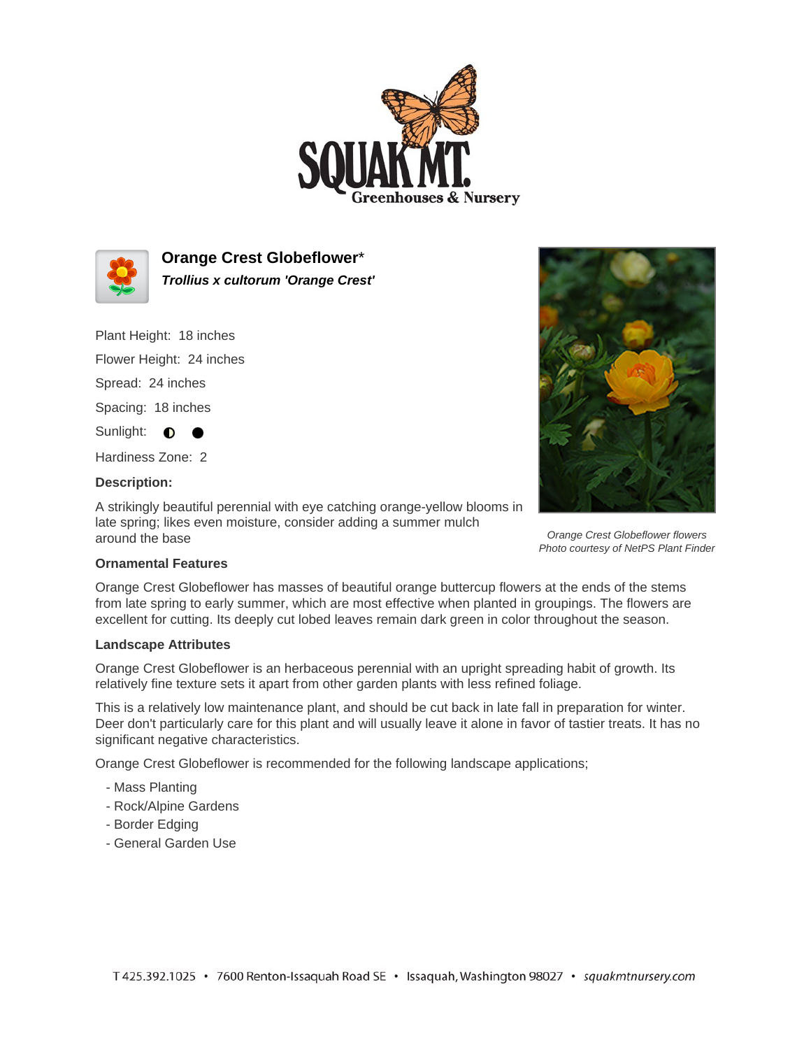# Orange Crest Globeflower*

***Trollius x cultorum 'Orange Crest'***

Plant Height: 18 inches

Flower Height: 24 inches

Spread: 24 inches

Spacing: 18 inches

Sunlight: ◐ ●

Hardiness Zone: 2

**Description:**

A strikingly beautiful perennial with eye catching orange-yellow blooms in late spring; likes even moisture, consider adding a summer mulch around the base

*Orange Crest Globeflower flowers*
*Photo courtesy of NetPS Plant Finder*

### Ornamental Features

Orange Crest Globeflower has masses of beautiful orange buttercup flowers at the ends of the stems from late spring to early summer, which are most effective when planted in groupings. The flowers are excellent for cutting. Its deeply cut lobed leaves remain dark green in color throughout the season.

### Landscape Attributes

Orange Crest Globeflower is an herbaceous perennial with an upright spreading habit of growth. Its relatively fine texture sets it apart from other garden plants with less refined foliage.

This is a relatively low maintenance plant, and should be cut back in late fall in preparation for winter. Deer don't particularly care for this plant and will usually leave it alone in favor of tastier treats. It has no significant negative characteristics.

Orange Crest Globeflower is recommended for the following landscape applications;

- Mass Planting
- Rock/Alpine Gardens
- Border Edging
- General Garden Use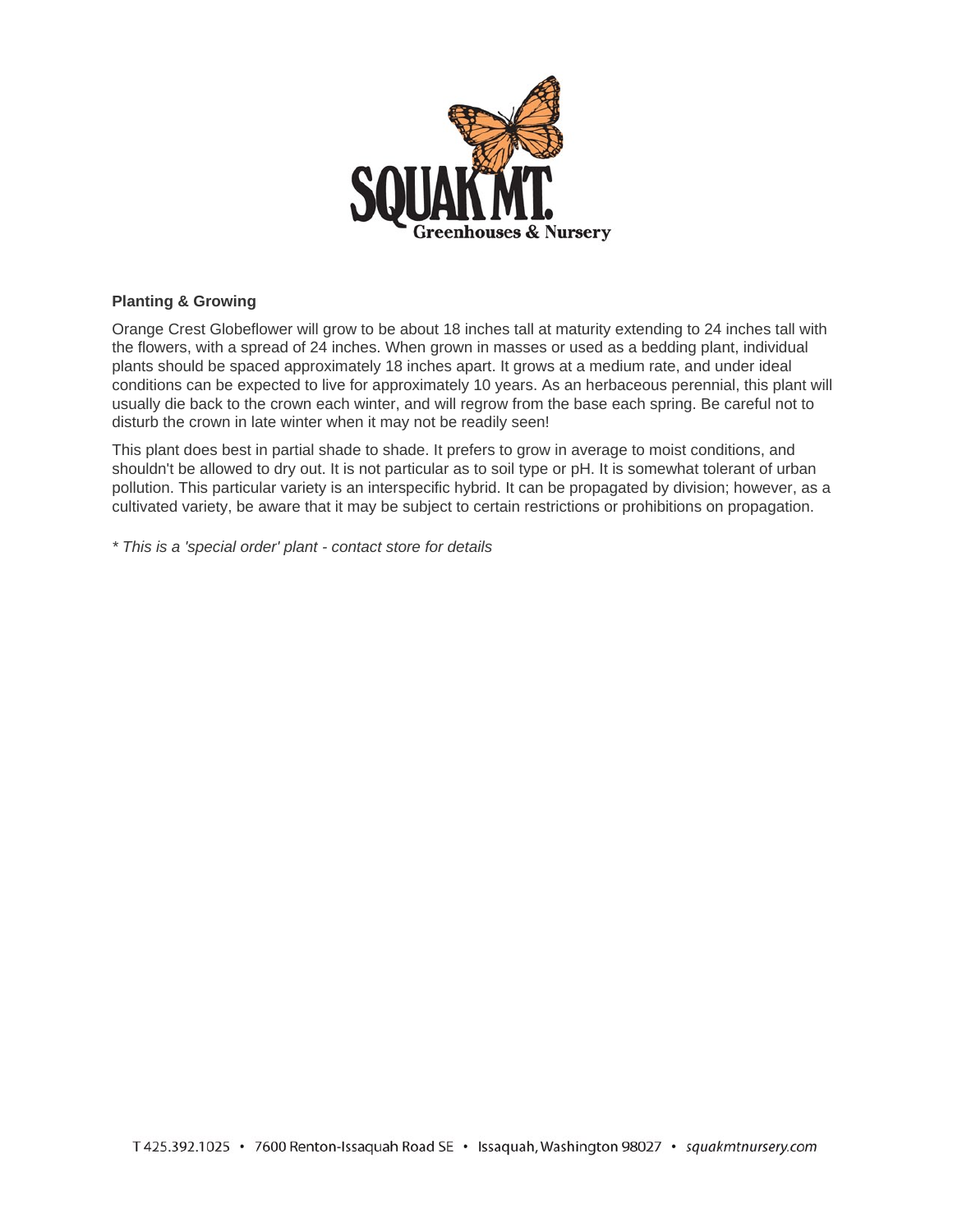**Planting & Growing**

Orange Crest Globeflower will grow to be about 18 inches tall at maturity extending to 24 inches tall with the flowers, with a spread of 24 inches. When grown in masses or used as a bedding plant, individual plants should be spaced approximately 18 inches apart. It grows at a medium rate, and under ideal conditions can be expected to live for approximately 10 years. As an herbaceous perennial, this plant will usually die back to the crown each winter, and will regrow from the base each spring. Be careful not to disturb the crown in late winter when it may not be readily seen!

This plant does best in partial shade to shade. It prefers to grow in average to moist conditions, and shouldn't be allowed to dry out. It is not particular as to soil type or pH. It is somewhat tolerant of urban pollution. This particular variety is an interspecific hybrid. It can be propagated by division; however, as a cultivated variety, be aware that it may be subject to certain restrictions or prohibitions on propagation.

*\* This is a 'special order' plant - contact store for details*